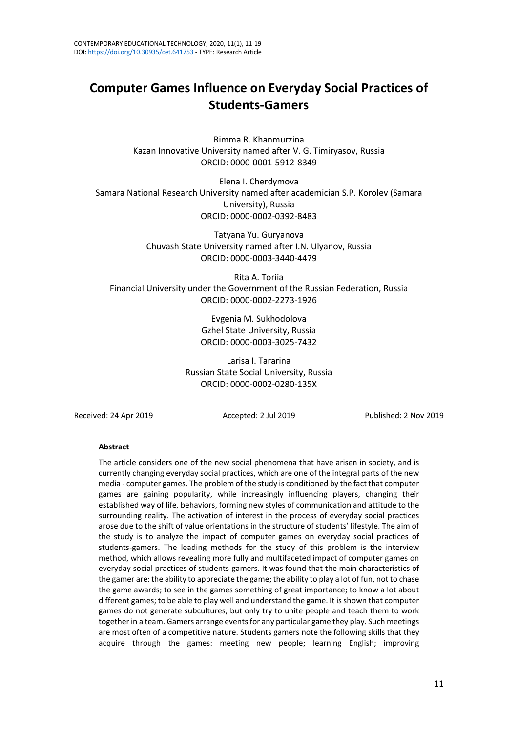# Computer Games Influence on Everyday Social Practices of Students-Gamers

Rimma R. Khanmurzina
Kazan Innovative University named after V. G. Timiryasov, Russia
ORCID: 0000-0001-5912-8349

Elena I. Cherdymova
Samara National Research University named after academician S.P. Korolev (Samara University), Russia
ORCID: 0000-0002-0392-8483

Tatyana Yu. Guryanova
Chuvash State University named after I.N. Ulyanov, Russia
ORCID: 0000-0003-3440-4479

Rita A. Toriia
Financial University under the Government of the Russian Federation, Russia
ORCID: 0000-0002-2273-1926

Evgenia M. Sukhodolova
Gzhel State University, Russia
ORCID: 0000-0003-3025-7432

Larisa I. Tararina
Russian State Social University, Russia
ORCID: 0000-0002-0280-135X

Received: 24 Apr 2019 Accepted: 2 Jul 2019 Published: 2 Nov 2019

**Abstract**

The article considers one of the new social phenomena that have arisen in society, and is currently changing everyday social practices, which are one of the integral parts of the new media - computer games. The problem of the study is conditioned by the fact that computer games are gaining popularity, while increasingly influencing players, changing their established way of life, behaviors, forming new styles of communication and attitude to the surrounding reality. The activation of interest in the process of everyday social practices arose due to the shift of value orientations in the structure of students' lifestyle. The aim of the study is to analyze the impact of computer games on everyday social practices of students-gamers. The leading methods for the study of this problem is the interview method, which allows revealing more fully and multifaceted impact of computer games on everyday social practices of students-gamers. It was found that the main characteristics of the gamer are: the ability to appreciate the game; the ability to play a lot of fun, not to chase the game awards; to see in the games something of great importance; to know a lot about different games; to be able to play well and understand the game. It is shown that computer games do not generate subcultures, but only try to unite people and teach them to work together in a team. Gamers arrange events for any particular game they play. Such meetings are most often of a competitive nature. Students gamers note the following skills that they acquire through the games: meeting new people; learning English; improving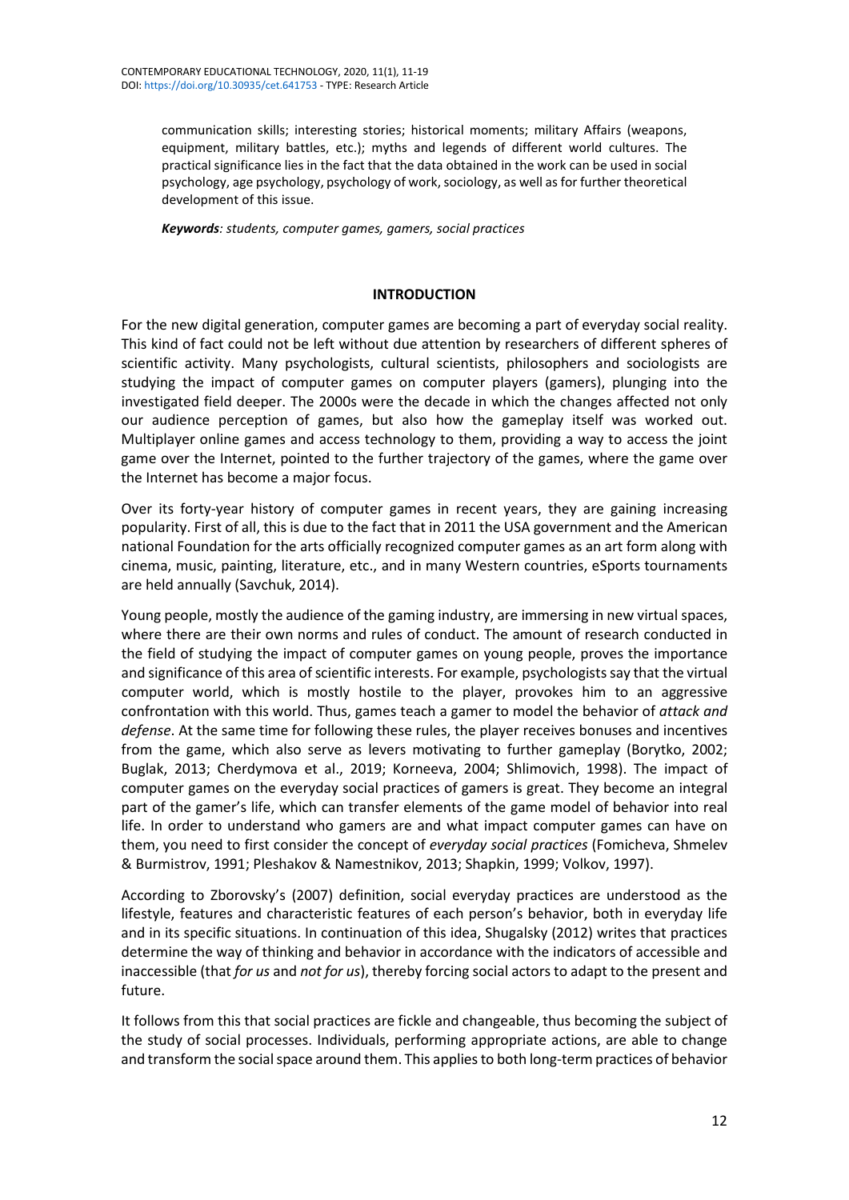communication skills; interesting stories; historical moments; military Affairs (weapons, equipment, military battles, etc.); myths and legends of different world cultures. The practical significance lies in the fact that the data obtained in the work can be used in social psychology, age psychology, psychology of work, sociology, as well as for further theoretical development of this issue.

***Keywords**: students, computer games, gamers, social practices*

## INTRODUCTION

For the new digital generation, computer games are becoming a part of everyday social reality. This kind of fact could not be left without due attention by researchers of different spheres of scientific activity. Many psychologists, cultural scientists, philosophers and sociologists are studying the impact of computer games on computer players (gamers), plunging into the investigated field deeper. The 2000s were the decade in which the changes affected not only our audience perception of games, but also how the gameplay itself was worked out. Multiplayer online games and access technology to them, providing a way to access the joint game over the Internet, pointed to the further trajectory of the games, where the game over the Internet has become a major focus.

Over its forty-year history of computer games in recent years, they are gaining increasing popularity. First of all, this is due to the fact that in 2011 the USA government and the American national Foundation for the arts officially recognized computer games as an art form along with cinema, music, painting, literature, etc., and in many Western countries, eSports tournaments are held annually (Savchuk, 2014).

Young people, mostly the audience of the gaming industry, are immersing in new virtual spaces, where there are their own norms and rules of conduct. The amount of research conducted in the field of studying the impact of computer games on young people, proves the importance and significance of this area of scientific interests. For example, psychologists say that the virtual computer world, which is mostly hostile to the player, provokes him to an aggressive confrontation with this world. Thus, games teach a gamer to model the behavior of *attack and defense*. At the same time for following these rules, the player receives bonuses and incentives from the game, which also serve as levers motivating to further gameplay (Borytko, 2002; Buglak, 2013; Cherdymova et al., 2019; Korneeva, 2004; Shlimovich, 1998). The impact of computer games on the everyday social practices of gamers is great. They become an integral part of the gamer's life, which can transfer elements of the game model of behavior into real life. In order to understand who gamers are and what impact computer games can have on them, you need to first consider the concept of *everyday social practices* (Fomicheva, Shmelev & Burmistrov, 1991; Pleshakov & Namestnikov, 2013; Shapkin, 1999; Volkov, 1997).

According to Zborovsky's (2007) definition, social everyday practices are understood as the lifestyle, features and characteristic features of each person's behavior, both in everyday life and in its specific situations. In continuation of this idea, Shugalsky (2012) writes that practices determine the way of thinking and behavior in accordance with the indicators of accessible and inaccessible (that *for us* and *not for us*), thereby forcing social actors to adapt to the present and future.

It follows from this that social practices are fickle and changeable, thus becoming the subject of the study of social processes. Individuals, performing appropriate actions, are able to change and transform the social space around them. This applies to both long-term practices of behavior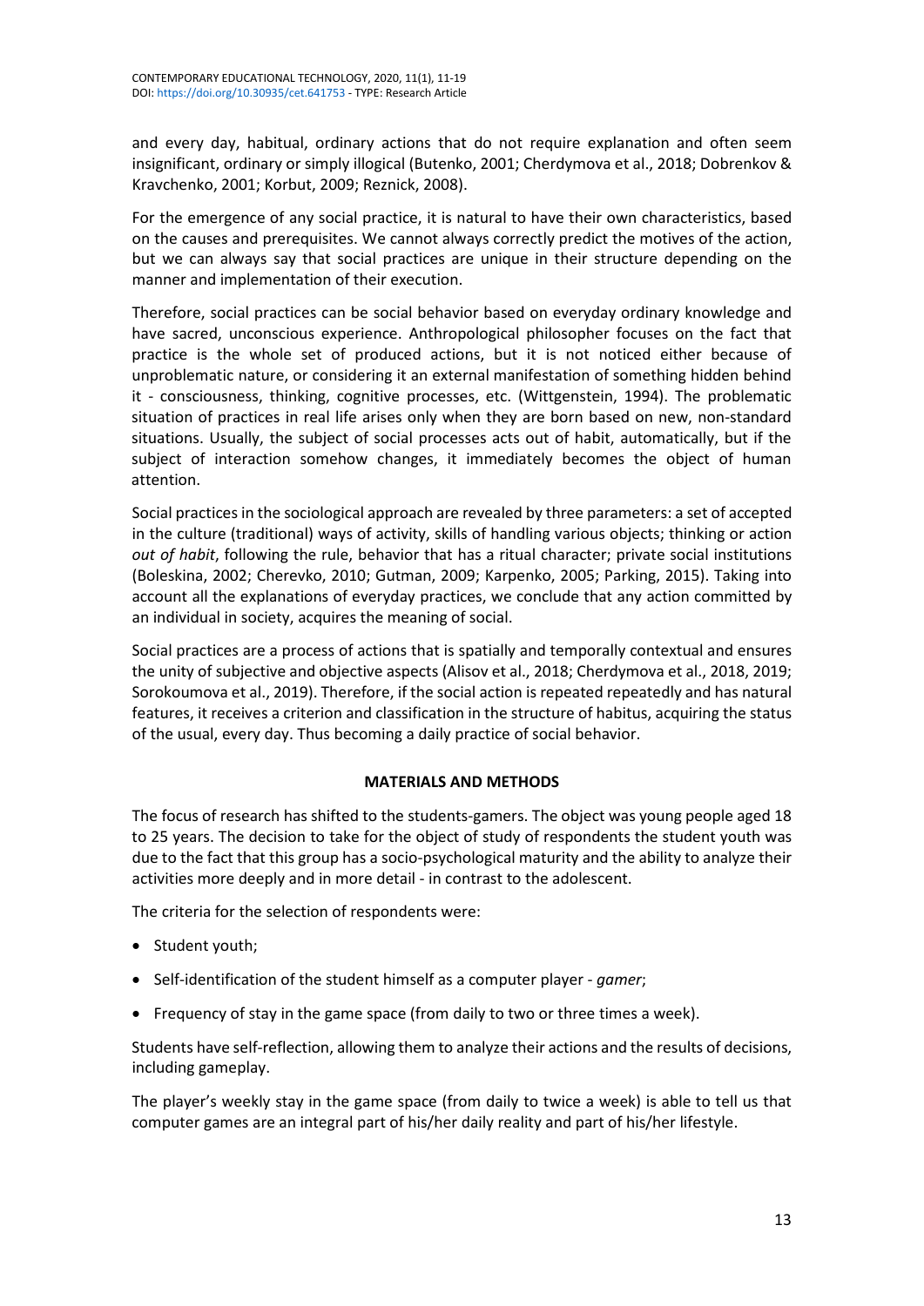and every day, habitual, ordinary actions that do not require explanation and often seem insignificant, ordinary or simply illogical (Butenko, 2001; Cherdymova et al., 2018; Dobrenkov & Kravchenko, 2001; Korbut, 2009; Reznick, 2008).

For the emergence of any social practice, it is natural to have their own characteristics, based on the causes and prerequisites. We cannot always correctly predict the motives of the action, but we can always say that social practices are unique in their structure depending on the manner and implementation of their execution.

Therefore, social practices can be social behavior based on everyday ordinary knowledge and have sacred, unconscious experience. Anthropological philosopher focuses on the fact that practice is the whole set of produced actions, but it is not noticed either because of unproblematic nature, or considering it an external manifestation of something hidden behind it - consciousness, thinking, cognitive processes, etc. (Wittgenstein, 1994). The problematic situation of practices in real life arises only when they are born based on new, non-standard situations. Usually, the subject of social processes acts out of habit, automatically, but if the subject of interaction somehow changes, it immediately becomes the object of human attention.

Social practices in the sociological approach are revealed by three parameters: a set of accepted in the culture (traditional) ways of activity, skills of handling various objects; thinking or action *out of habit*, following the rule, behavior that has a ritual character; private social institutions (Boleskina, 2002; Cherevko, 2010; Gutman, 2009; Karpenko, 2005; Parking, 2015). Taking into account all the explanations of everyday practices, we conclude that any action committed by an individual in society, acquires the meaning of social.

Social practices are a process of actions that is spatially and temporally contextual and ensures the unity of subjective and objective aspects (Alisov et al., 2018; Cherdymova et al., 2018, 2019; Sorokoumova et al., 2019). Therefore, if the social action is repeated repeatedly and has natural features, it receives a criterion and classification in the structure of habitus, acquiring the status of the usual, every day. Thus becoming a daily practice of social behavior.

## MATERIALS AND METHODS

The focus of research has shifted to the students-gamers. The object was young people aged 18 to 25 years. The decision to take for the object of study of respondents the student youth was due to the fact that this group has a socio-psychological maturity and the ability to analyze their activities more deeply and in more detail - in contrast to the adolescent.

The criteria for the selection of respondents were:

- Student youth;
- Self-identification of the student himself as a computer player - *gamer*;
- Frequency of stay in the game space (from daily to two or three times a week).

Students have self-reflection, allowing them to analyze their actions and the results of decisions, including gameplay.

The player's weekly stay in the game space (from daily to twice a week) is able to tell us that computer games are an integral part of his/her daily reality and part of his/her lifestyle.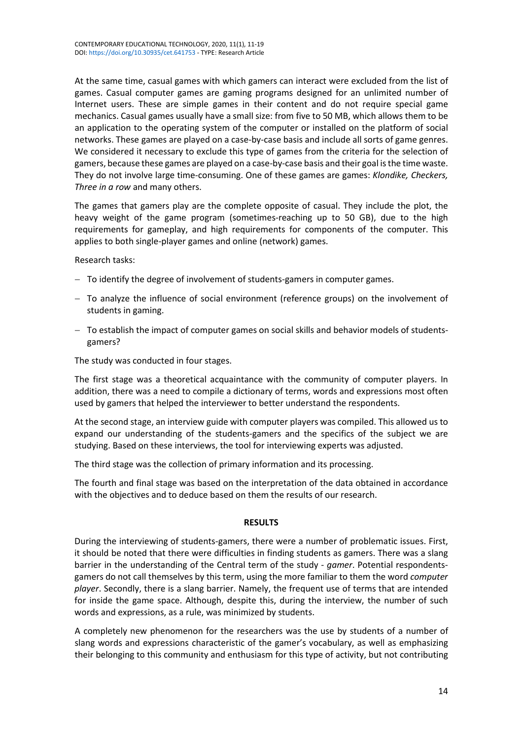At the same time, casual games with which gamers can interact were excluded from the list of games. Casual computer games are gaming programs designed for an unlimited number of Internet users. These are simple games in their content and do not require special game mechanics. Casual games usually have a small size: from five to 50 MB, which allows them to be an application to the operating system of the computer or installed on the platform of social networks. These games are played on a case-by-case basis and include all sorts of game genres. We considered it necessary to exclude this type of games from the criteria for the selection of gamers, because these games are played on a case-by-case basis and their goal is the time waste. They do not involve large time-consuming. One of these games are games: *Klondike, Checkers, Three in a row* and many others.

The games that gamers play are the complete opposite of casual. They include the plot, the heavy weight of the game program (sometimes-reaching up to 50 GB), due to the high requirements for gameplay, and high requirements for components of the computer. This applies to both single-player games and online (network) games.

Research tasks:

- To identify the degree of involvement of students-gamers in computer games.
- To analyze the influence of social environment (reference groups) on the involvement of students in gaming.
- To establish the impact of computer games on social skills and behavior models of students-gamers?

The study was conducted in four stages.

The first stage was a theoretical acquaintance with the community of computer players. In addition, there was a need to compile a dictionary of terms, words and expressions most often used by gamers that helped the interviewer to better understand the respondents.

At the second stage, an interview guide with computer players was compiled. This allowed us to expand our understanding of the students-gamers and the specifics of the subject we are studying. Based on these interviews, the tool for interviewing experts was adjusted.

The third stage was the collection of primary information and its processing.

The fourth and final stage was based on the interpretation of the data obtained in accordance with the objectives and to deduce based on them the results of our research.

## RESULTS

During the interviewing of students-gamers, there were a number of problematic issues. First, it should be noted that there were difficulties in finding students as gamers. There was a slang barrier in the understanding of the Central term of the study - *gamer*. Potential respondents-gamers do not call themselves by this term, using the more familiar to them the word *computer player*. Secondly, there is a slang barrier. Namely, the frequent use of terms that are intended for inside the game space. Although, despite this, during the interview, the number of such words and expressions, as a rule, was minimized by students.

A completely new phenomenon for the researchers was the use by students of a number of slang words and expressions characteristic of the gamer's vocabulary, as well as emphasizing their belonging to this community and enthusiasm for this type of activity, but not contributing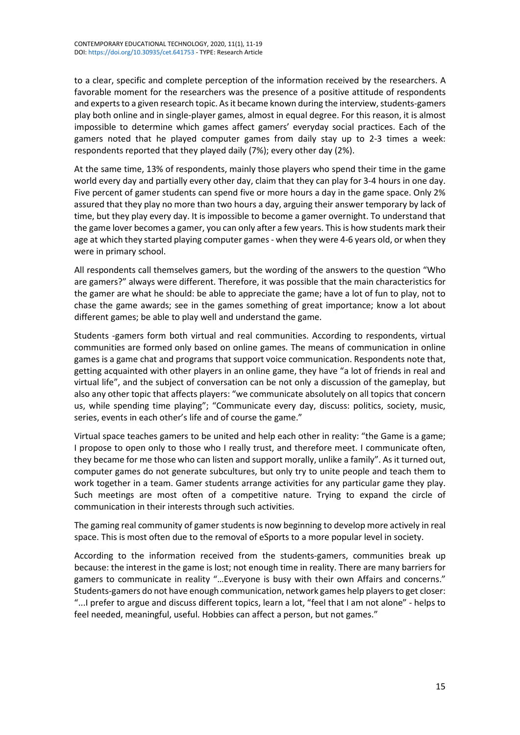to a clear, specific and complete perception of the information received by the researchers. A favorable moment for the researchers was the presence of a positive attitude of respondents and experts to a given research topic. As it became known during the interview, students-gamers play both online and in single-player games, almost in equal degree. For this reason, it is almost impossible to determine which games affect gamers' everyday social practices. Each of the gamers noted that he played computer games from daily stay up to 2-3 times a week: respondents reported that they played daily (7%); every other day (2%).

At the same time, 13% of respondents, mainly those players who spend their time in the game world every day and partially every other day, claim that they can play for 3-4 hours in one day. Five percent of gamer students can spend five or more hours a day in the game space. Only 2% assured that they play no more than two hours a day, arguing their answer temporary by lack of time, but they play every day. It is impossible to become a gamer overnight. To understand that the game lover becomes a gamer, you can only after a few years. This is how students mark their age at which they started playing computer games - when they were 4-6 years old, or when they were in primary school.

All respondents call themselves gamers, but the wording of the answers to the question "Who are gamers?" always were different. Therefore, it was possible that the main characteristics for the gamer are what he should: be able to appreciate the game; have a lot of fun to play, not to chase the game awards; see in the games something of great importance; know a lot about different games; be able to play well and understand the game.

Students -gamers form both virtual and real communities. According to respondents, virtual communities are formed only based on online games. The means of communication in online games is a game chat and programs that support voice communication. Respondents note that, getting acquainted with other players in an online game, they have "a lot of friends in real and virtual life", and the subject of conversation can be not only a discussion of the gameplay, but also any other topic that affects players: "we communicate absolutely on all topics that concern us, while spending time playing"; "Communicate every day, discuss: politics, society, music, series, events in each other's life and of course the game."

Virtual space teaches gamers to be united and help each other in reality: "the Game is a game; I propose to open only to those who I really trust, and therefore meet. I communicate often, they became for me those who can listen and support morally, unlike a family". As it turned out, computer games do not generate subcultures, but only try to unite people and teach them to work together in a team. Gamer students arrange activities for any particular game they play. Such meetings are most often of a competitive nature. Trying to expand the circle of communication in their interests through such activities.

The gaming real community of gamer students is now beginning to develop more actively in real space. This is most often due to the removal of eSports to a more popular level in society.

According to the information received from the students-gamers, communities break up because: the interest in the game is lost; not enough time in reality. There are many barriers for gamers to communicate in reality "…Everyone is busy with their own Affairs and concerns." Students-gamers do not have enough communication, network games help players to get closer: "...I prefer to argue and discuss different topics, learn a lot, "feel that I am not alone" - helps to feel needed, meaningful, useful. Hobbies can affect a person, but not games."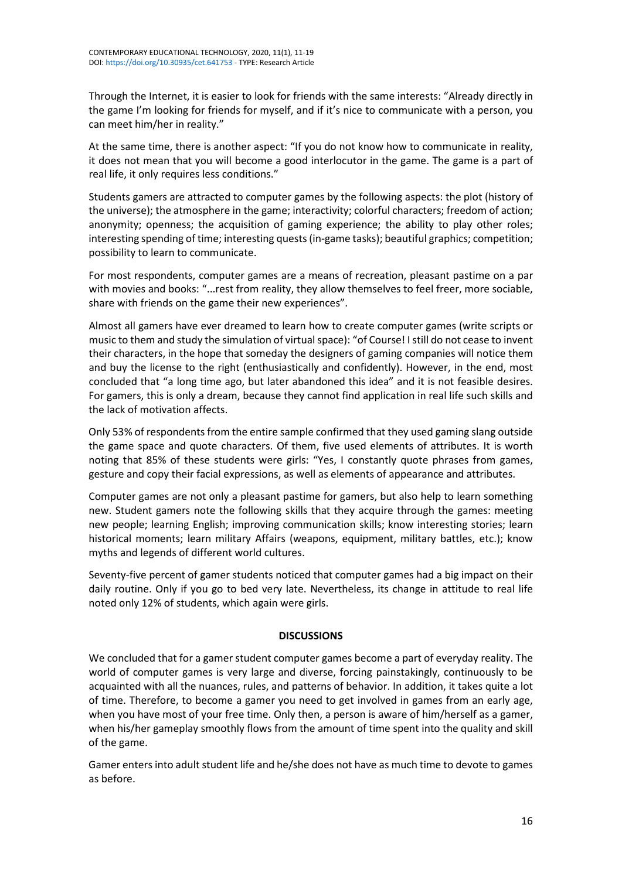Through the Internet, it is easier to look for friends with the same interests: "Already directly in the game I'm looking for friends for myself, and if it's nice to communicate with a person, you can meet him/her in reality."

At the same time, there is another aspect: "If you do not know how to communicate in reality, it does not mean that you will become a good interlocutor in the game. The game is a part of real life, it only requires less conditions."

Students gamers are attracted to computer games by the following aspects: the plot (history of the universe); the atmosphere in the game; interactivity; colorful characters; freedom of action; anonymity; openness; the acquisition of gaming experience; the ability to play other roles; interesting spending of time; interesting quests (in-game tasks); beautiful graphics; competition; possibility to learn to communicate.

For most respondents, computer games are a means of recreation, pleasant pastime on a par with movies and books: "...rest from reality, they allow themselves to feel freer, more sociable, share with friends on the game their new experiences".

Almost all gamers have ever dreamed to learn how to create computer games (write scripts or music to them and study the simulation of virtual space): "of Course! I still do not cease to invent their characters, in the hope that someday the designers of gaming companies will notice them and buy the license to the right (enthusiastically and confidently). However, in the end, most concluded that "a long time ago, but later abandoned this idea" and it is not feasible desires. For gamers, this is only a dream, because they cannot find application in real life such skills and the lack of motivation affects.

Only 53% of respondents from the entire sample confirmed that they used gaming slang outside the game space and quote characters. Of them, five used elements of attributes. It is worth noting that 85% of these students were girls: "Yes, I constantly quote phrases from games, gesture and copy their facial expressions, as well as elements of appearance and attributes.

Computer games are not only a pleasant pastime for gamers, but also help to learn something new. Student gamers note the following skills that they acquire through the games: meeting new people; learning English; improving communication skills; know interesting stories; learn historical moments; learn military Affairs (weapons, equipment, military battles, etc.); know myths and legends of different world cultures.

Seventy-five percent of gamer students noticed that computer games had a big impact on their daily routine. Only if you go to bed very late. Nevertheless, its change in attitude to real life noted only 12% of students, which again were girls.

## DISCUSSIONS

We concluded that for a gamer student computer games become a part of everyday reality. The world of computer games is very large and diverse, forcing painstakingly, continuously to be acquainted with all the nuances, rules, and patterns of behavior. In addition, it takes quite a lot of time. Therefore, to become a gamer you need to get involved in games from an early age, when you have most of your free time. Only then, a person is aware of him/herself as a gamer, when his/her gameplay smoothly flows from the amount of time spent into the quality and skill of the game.

Gamer enters into adult student life and he/she does not have as much time to devote to games as before.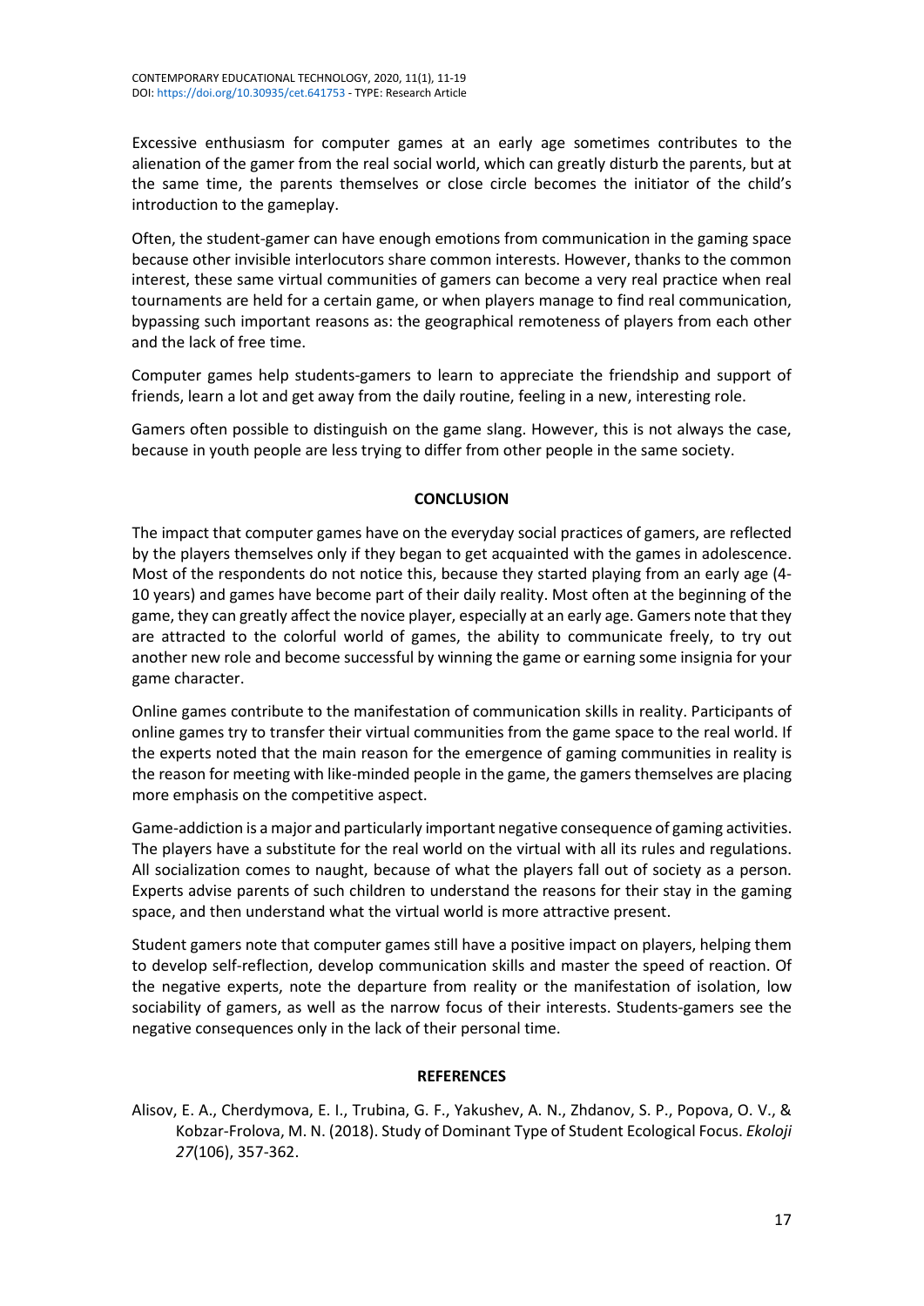Excessive enthusiasm for computer games at an early age sometimes contributes to the alienation of the gamer from the real social world, which can greatly disturb the parents, but at the same time, the parents themselves or close circle becomes the initiator of the child's introduction to the gameplay.

Often, the student-gamer can have enough emotions from communication in the gaming space because other invisible interlocutors share common interests. However, thanks to the common interest, these same virtual communities of gamers can become a very real practice when real tournaments are held for a certain game, or when players manage to find real communication, bypassing such important reasons as: the geographical remoteness of players from each other and the lack of free time.

Computer games help students-gamers to learn to appreciate the friendship and support of friends, learn a lot and get away from the daily routine, feeling in a new, interesting role.

Gamers often possible to distinguish on the game slang. However, this is not always the case, because in youth people are less trying to differ from other people in the same society.

## CONCLUSION

The impact that computer games have on the everyday social practices of gamers, are reflected by the players themselves only if they began to get acquainted with the games in adolescence. Most of the respondents do not notice this, because they started playing from an early age (4-10 years) and games have become part of their daily reality. Most often at the beginning of the game, they can greatly affect the novice player, especially at an early age. Gamers note that they are attracted to the colorful world of games, the ability to communicate freely, to try out another new role and become successful by winning the game or earning some insignia for your game character.

Online games contribute to the manifestation of communication skills in reality. Participants of online games try to transfer their virtual communities from the game space to the real world. If the experts noted that the main reason for the emergence of gaming communities in reality is the reason for meeting with like-minded people in the game, the gamers themselves are placing more emphasis on the competitive aspect.

Game-addiction is a major and particularly important negative consequence of gaming activities. The players have a substitute for the real world on the virtual with all its rules and regulations. All socialization comes to naught, because of what the players fall out of society as a person. Experts advise parents of such children to understand the reasons for their stay in the gaming space, and then understand what the virtual world is more attractive present.

Student gamers note that computer games still have a positive impact on players, helping them to develop self-reflection, develop communication skills and master the speed of reaction. Of the negative experts, note the departure from reality or the manifestation of isolation, low sociability of gamers, as well as the narrow focus of their interests. Students-gamers see the negative consequences only in the lack of their personal time.

## REFERENCES

Alisov, E. A., Cherdymova, E. I., Trubina, G. F., Yakushev, A. N., Zhdanov, S. P., Popova, O. V., & Kobzar-Frolova, M. N. (2018). Study of Dominant Type of Student Ecological Focus. *Ekoloji 27*(106), 357-362.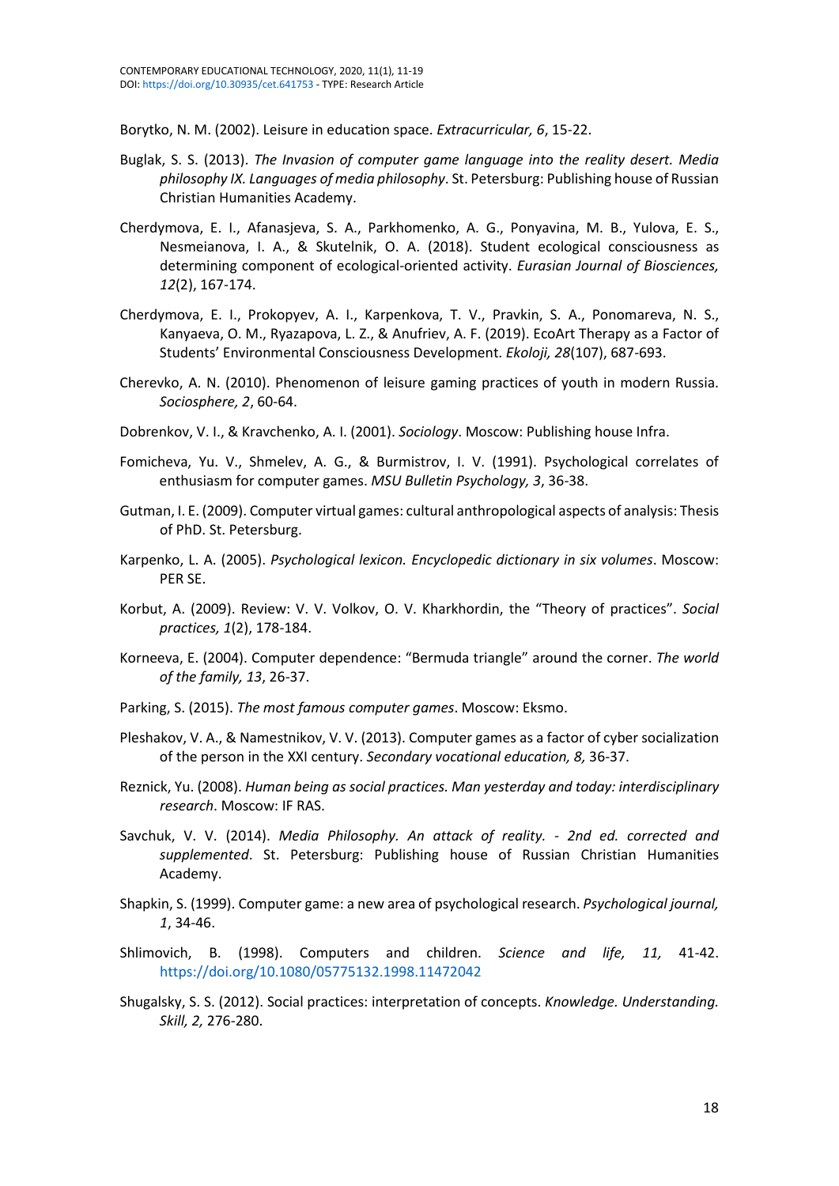Borytko, N. M. (2002). Leisure in education space. *Extracurricular, 6*, 15-22.

Buglak, S. S. (2013). *The Invasion of computer game language into the reality desert. Media philosophy IX. Languages of media philosophy*. St. Petersburg: Publishing house of Russian Christian Humanities Academy.

Cherdymova, E. I., Afanasjeva, S. A., Parkhomenko, A. G., Ponyavina, M. B., Yulova, E. S., Nesmeianova, I. A., & Skutelnik, O. A. (2018). Student ecological consciousness as determining component of ecological-oriented activity. *Eurasian Journal of Biosciences, 12*(2), 167-174.

Cherdymova, E. I., Prokopyev, A. I., Karpenkova, T. V., Pravkin, S. A., Ponomareva, N. S., Kanyaeva, O. M., Ryazapova, L. Z., & Anufriev, A. F. (2019). EcoArt Therapy as a Factor of Students' Environmental Consciousness Development. *Ekoloji, 28*(107), 687-693.

Cherevko, A. N. (2010). Phenomenon of leisure gaming practices of youth in modern Russia. *Sociosphere, 2*, 60-64.

Dobrenkov, V. I., & Kravchenko, A. I. (2001). *Sociology*. Moscow: Publishing house Infra.

Fomicheva, Yu. V., Shmelev, A. G., & Burmistrov, I. V. (1991). Psychological correlates of enthusiasm for computer games. *MSU Bulletin Psychology, 3*, 36-38.

Gutman, I. E. (2009). Computer virtual games: cultural anthropological aspects of analysis: Thesis of PhD. St. Petersburg.

Karpenko, L. A. (2005). *Psychological lexicon. Encyclopedic dictionary in six volumes*. Moscow: PER SE.

Korbut, A. (2009). Review: V. V. Volkov, O. V. Kharkhordin, the "Theory of practices". *Social practices, 1*(2), 178-184.

Korneeva, E. (2004). Computer dependence: "Bermuda triangle" around the corner. *The world of the family, 13*, 26-37.

Parking, S. (2015). *The most famous computer games*. Moscow: Eksmo.

Pleshakov, V. A., & Namestnikov, V. V. (2013). Computer games as a factor of cyber socialization of the person in the XXI century. *Secondary vocational education, 8,* 36-37.

Reznick, Yu. (2008). *Human being as social practices. Man yesterday and today: interdisciplinary research*. Moscow: IF RAS.

Savchuk, V. V. (2014). *Media Philosophy. An attack of reality. - 2nd ed. corrected and supplemented*. St. Petersburg: Publishing house of Russian Christian Humanities Academy.

Shapkin, S. (1999). Computer game: a new area of psychological research. *Psychological journal, 1*, 34-46.

Shlimovich, B. (1998). Computers and children. *Science and life, 11,* 41-42. https://doi.org/10.1080/05775132.1998.11472042

Shugalsky, S. S. (2012). Social practices: interpretation of concepts. *Knowledge. Understanding. Skill, 2,* 276-280.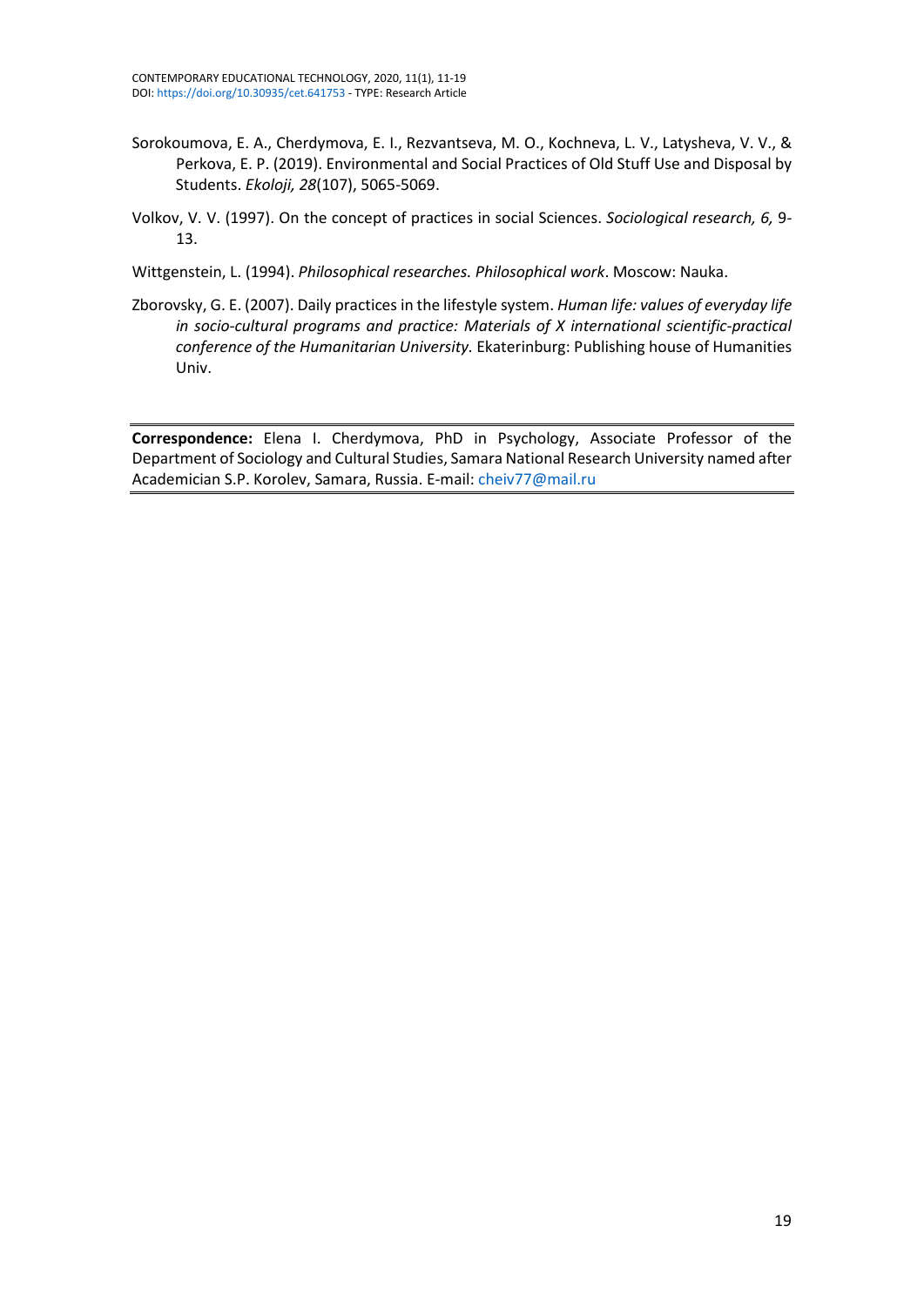Sorokoumova, E. A., Cherdymova, E. I., Rezvantseva, M. O., Kochneva, L. V., Latysheva, V. V., & Perkova, E. P. (2019). Environmental and Social Practices of Old Stuff Use and Disposal by Students. *Ekoloji, 28*(107), 5065-5069.

Volkov, V. V. (1997). On the concept of practices in social Sciences. *Sociological research, 6,* 9-13.

Wittgenstein, L. (1994). *Philosophical researches. Philosophical work*. Moscow: Nauka.

Zborovsky, G. E. (2007). Daily practices in the lifestyle system. *Human life: values of everyday life in socio-cultural programs and practice: Materials of X international scientific-practical conference of the Humanitarian University.* Ekaterinburg: Publishing house of Humanities Univ.

---

**Correspondence:** Elena I. Cherdymova, PhD in Psychology, Associate Professor of the Department of Sociology and Cultural Studies, Samara National Research University named after Academician S.P. Korolev, Samara, Russia. E-mail: cheiv77@mail.ru

---